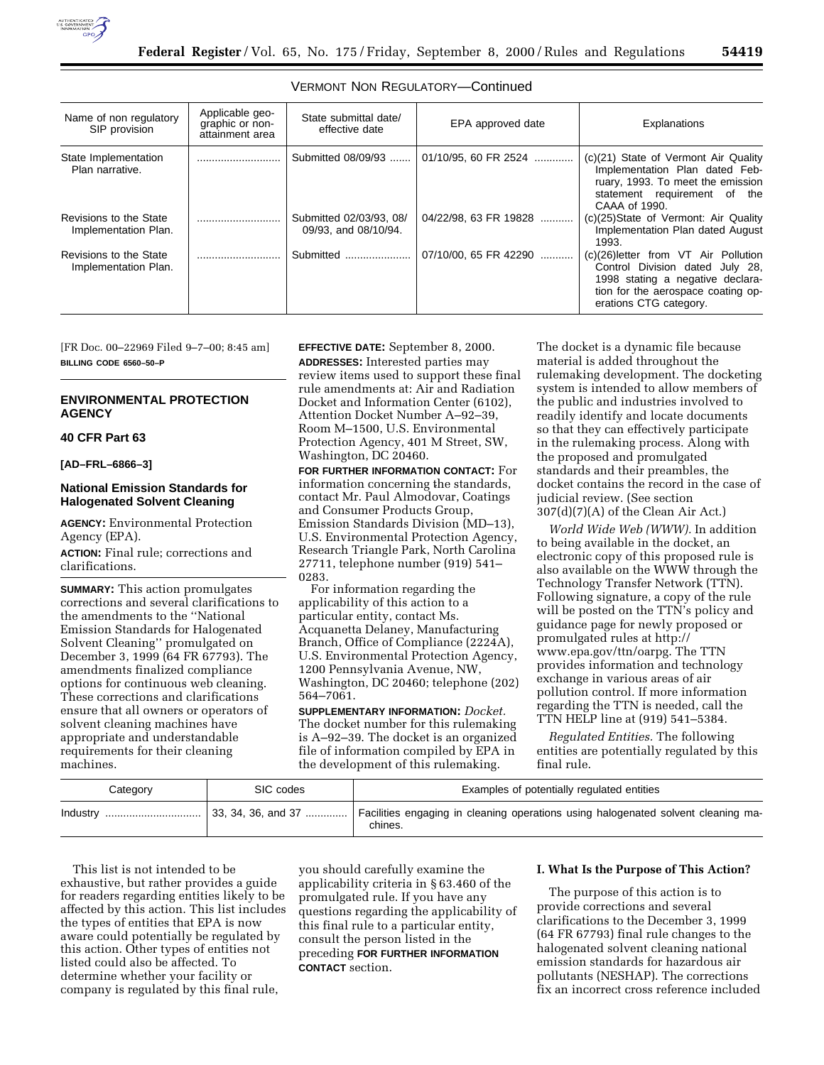VERMONT NON REGULATORY—Continued

| Name of non regulatory SIP provision | Applicable geographic or non-attainment area | State submittal date/ effective date | EPA approved date | Explanations |
|---|---|---|---|---|
| State Implementation Plan narrative. | ............................ | Submitted 08/09/93 ....... | 01/10/95, 60 FR 2524 ............. | (c)(21) State of Vermont Air Quality Implementation Plan dated February, 1993. To meet the emission statement requirement of the CAAA of 1990. |
| Revisions to the State Implementation Plan. | ............................ | Submitted 02/03/93, 08/09/93, and 08/10/94. | 04/22/98, 63 FR 19828 ........... | (c)(25)State of Vermont: Air Quality Implementation Plan dated August 1993. |
| Revisions to the State Implementation Plan. | ............................ | Submitted ...................... | 07/10/00, 65 FR 42290 ........... | (c)(26)letter from VT Air Pollution Control Division dated July 28, 1998 stating a negative declaration for the aerospace coating operations CTG category. |

[FR Doc. 00–22969 Filed 9–7–00; 8:45 am]

**BILLING CODE 6560–50–P**

## ENVIRONMENTAL PROTECTION AGENCY

### 40 CFR Part 63

**[AD–FRL–6866–3]**

### National Emission Standards for Halogenated Solvent Cleaning

**AGENCY:** Environmental Protection Agency (EPA).

**ACTION:** Final rule; corrections and clarifications.

**SUMMARY:** This action promulgates corrections and several clarifications to the amendments to the ''National Emission Standards for Halogenated Solvent Cleaning'' promulgated on December 3, 1999 (64 FR 67793). The amendments finalized compliance options for continuous web cleaning. These corrections and clarifications ensure that all owners or operators of solvent cleaning machines have appropriate and understandable requirements for their cleaning machines.

**EFFECTIVE DATE:** September 8, 2000.

**ADDRESSES:** Interested parties may review items used to support these final rule amendments at: Air and Radiation Docket and Information Center (6102), Attention Docket Number A–92–39, Room M–1500, U.S. Environmental Protection Agency, 401 M Street, SW, Washington, DC 20460.

**FOR FURTHER INFORMATION CONTACT:** For information concerning the standards, contact Mr. Paul Almodovar, Coatings and Consumer Products Group, Emission Standards Division (MD–13), U.S. Environmental Protection Agency, Research Triangle Park, North Carolina 27711, telephone number (919) 541–0283.

For information regarding the applicability of this action to a particular entity, contact Ms. Acquanetta Delaney, Manufacturing Branch, Office of Compliance (2224A), U.S. Environmental Protection Agency, 1200 Pennsylvania Avenue, NW, Washington, DC 20460; telephone (202) 564–7061.

**SUPPLEMENTARY INFORMATION:** *Docket.* The docket number for this rulemaking is A–92–39. The docket is an organized file of information compiled by EPA in the development of this rulemaking. The docket is a dynamic file because material is added throughout the rulemaking development. The docketing system is intended to allow members of the public and industries involved to readily identify and locate documents so that they can effectively participate in the rulemaking process. Along with the proposed and promulgated standards and their preambles, the docket contains the record in the case of judicial review. (See section 307(d)(7)(A) of the Clean Air Act.)

*World Wide Web (WWW).* In addition to being available in the docket, an electronic copy of this proposed rule is also available on the WWW through the Technology Transfer Network (TTN). Following signature, a copy of the rule will be posted on the TTN's policy and guidance page for newly proposed or promulgated rules at http://www.epa.gov/ttn/oarpg. The TTN provides information and technology exchange in various areas of air pollution control. If more information regarding the TTN is needed, call the TTN HELP line at (919) 541–5384.

*Regulated Entities.* The following entities are potentially regulated by this final rule.

| Category | SIC codes | Examples of potentially regulated entities |
|---|---|---|
| Industry ................................ | 33, 34, 36, and 37 ............. | Facilities engaging in cleaning operations using halogenated solvent cleaning machines. |

This list is not intended to be exhaustive, but rather provides a guide for readers regarding entities likely to be affected by this action. This list includes the types of entities that EPA is now aware could potentially be regulated by this action. Other types of entities not listed could also be affected. To determine whether your facility or company is regulated by this final rule, you should carefully examine the applicability criteria in § 63.460 of the promulgated rule. If you have any questions regarding the applicability of this final rule to a particular entity, consult the person listed in the preceding **FOR FURTHER INFORMATION CONTACT** section.

## I. What Is the Purpose of This Action?

The purpose of this action is to provide corrections and several clarifications to the December 3, 1999 (64 FR 67793) final rule changes to the halogenated solvent cleaning national emission standards for hazardous air pollutants (NESHAP). The corrections fix an incorrect cross reference included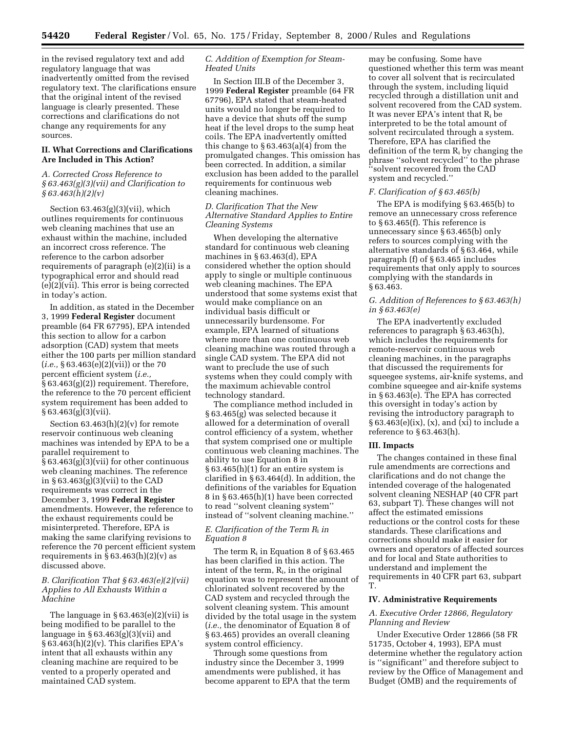in the revised regulatory text and add regulatory language that was inadvertently omitted from the revised regulatory text. The clarifications ensure that the original intent of the revised language is clearly presented. These corrections and clarifications do not change any requirements for any sources.

## II. What Corrections and Clarifications Are Included in This Action?

### *A. Corrected Cross Reference to § 63.463(g)(3)(vii) and Clarification to § 63.463(h)(2)(v)*

Section 63.463(g)(3)(vii), which outlines requirements for continuous web cleaning machines that use an exhaust within the machine, included an incorrect cross reference. The reference to the carbon adsorber requirements of paragraph (e)(2)(ii) is a typographical error and should read (e)(2)(vii). This error is being corrected in today's action.

In addition, as stated in the December 3, 1999 **Federal Register** document preamble (64 FR 67795), EPA intended this section to allow for a carbon adsorption (CAD) system that meets either the 100 parts per million standard (*i.e.,* § 63.463(e)(2)(vii)) or the 70 percent efficient system (*i.e.,* § 63.463(g)(2)) requirement. Therefore, the reference to the 70 percent efficient system requirement has been added to § 63.463(g)(3)(vii).

Section 63.463(h)(2)(v) for remote reservoir continuous web cleaning machines was intended by EPA to be a parallel requirement to § 63.463(g)(3)(vii) for other continuous web cleaning machines. The reference in § 63.463(g)(3)(vii) to the CAD requirements was correct in the December 3, 1999 **Federal Register** amendments. However, the reference to the exhaust requirements could be misinterpreted. Therefore, EPA is making the same clarifying revisions to reference the 70 percent efficient system requirements in § 63.463(h)(2)(v) as discussed above.

### *B. Clarification That § 63.463(e)(2)(vii) Applies to All Exhausts Within a Machine*

The language in § 63.463(e)(2)(vii) is being modified to be parallel to the language in § 63.463(g)(3)(vii) and § 63.463(h)(2)(v). This clarifies EPA's intent that all exhausts within any cleaning machine are required to be vented to a properly operated and maintained CAD system.

### *C. Addition of Exemption for Steam-Heated Units*

In Section III.B of the December 3, 1999 **Federal Register** preamble (64 FR 67796), EPA stated that steam-heated units would no longer be required to have a device that shuts off the sump heat if the level drops to the sump heat coils. The EPA inadvertently omitted this change to § 63.463(a)(4) from the promulgated changes. This omission has been corrected. In addition, a similar exclusion has been added to the parallel requirements for continuous web cleaning machines.

### *D. Clarification That the New Alternative Standard Applies to Entire Cleaning Systems*

When developing the alternative standard for continuous web cleaning machines in § 63.463(d), EPA considered whether the option should apply to single or multiple continuous web cleaning machines. The EPA understood that some systems exist that would make compliance on an individual basis difficult or unnecessarily burdensome. For example, EPA learned of situations where more than one continuous web cleaning machine was routed through a single CAD system. The EPA did not want to preclude the use of such systems when they could comply with the maximum achievable control technology standard.

The compliance method included in § 63.465(g) was selected because it allowed for a determination of overall control efficiency of a system, whether that system comprised one or multiple continuous web cleaning machines. The ability to use Equation 8 in § 63.465(h)(1) for an entire system is clarified in § 63.464(d). In addition, the definitions of the variables for Equation 8 in § 63.465(h)(1) have been corrected to read ''solvent cleaning system'' instead of ''solvent cleaning machine.''

### *E. Clarification of the Term $R_i$ in Equation 8*

The term $R_i$ in Equation 8 of § 63.465 has been clarified in this action. The intent of the term, $R_i$, in the original equation was to represent the amount of chlorinated solvent recovered by the CAD system and recycled through the solvent cleaning system. This amount divided by the total usage in the system (*i.e.,* the denominator of Equation 8 of § 63.465) provides an overall cleaning system control efficiency.

Through some questions from industry since the December 3, 1999 amendments were published, it has become apparent to EPA that the term may be confusing. Some have questioned whether this term was meant to cover all solvent that is recirculated through the system, including liquid recycled through a distillation unit and solvent recovered from the CAD system. It was never EPA's intent that $R_i$ be interpreted to be the total amount of solvent recirculated through a system. Therefore, EPA has clarified the definition of the term $R_i$ by changing the phrase ''solvent recycled'' to the phrase ''solvent recovered from the CAD system and recycled.''

### *F. Clarification of § 63.465(b)*

The EPA is modifying § 63.465(b) to remove an unnecessary cross reference to § 63.465(f). This reference is unnecessary since § 63.465(b) only refers to sources complying with the alternative standards of § 63.464, while paragraph (f) of § 63.465 includes requirements that only apply to sources complying with the standards in § 63.463.

### *G. Addition of References to § 63.463(h) in § 63.463(e)*

The EPA inadvertently excluded references to paragraph § 63.463(h), which includes the requirements for remote-reservoir continuous web cleaning machines, in the paragraphs that discussed the requirements for squeegee systems, air-knife systems, and combine squeegee and air-knife systems in § 63.463(e). The EPA has corrected this oversight in today's action by revising the introductory paragraph to § 63.463(e)(ix), (x), and (xi) to include a reference to § 63.463(h).

## III. Impacts

The changes contained in these final rule amendments are corrections and clarifications and do not change the intended coverage of the halogenated solvent cleaning NESHAP (40 CFR part 63, subpart T). These changes will not affect the estimated emissions reductions or the control costs for these standards. These clarifications and corrections should make it easier for owners and operators of affected sources and for local and State authorities to understand and implement the requirements in 40 CFR part 63, subpart T.

## IV. Administrative Requirements

### *A. Executive Order 12866, Regulatory Planning and Review*

Under Executive Order 12866 (58 FR 51735, October 4, 1993), EPA must determine whether the regulatory action is ''significant'' and therefore subject to review by the Office of Management and Budget (OMB) and the requirements of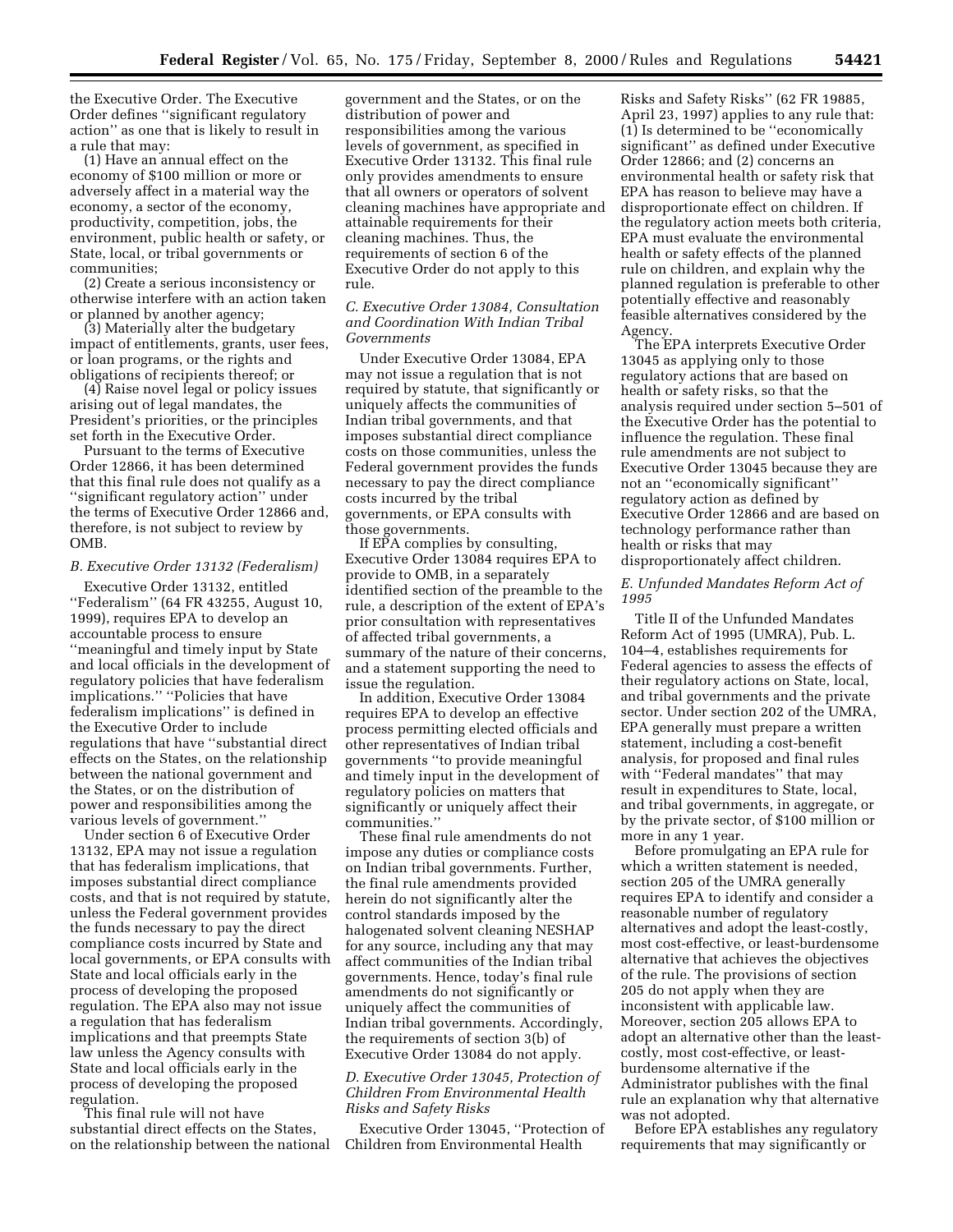the Executive Order. The Executive Order defines ''significant regulatory action'' as one that is likely to result in a rule that may:

(1) Have an annual effect on the economy of $100 million or more or adversely affect in a material way the economy, a sector of the economy, productivity, competition, jobs, the environment, public health or safety, or State, local, or tribal governments or communities;

(2) Create a serious inconsistency or otherwise interfere with an action taken or planned by another agency;

(3) Materially alter the budgetary impact of entitlements, grants, user fees, or loan programs, or the rights and obligations of recipients thereof; or

(4) Raise novel legal or policy issues arising out of legal mandates, the President's priorities, or the principles set forth in the Executive Order.

Pursuant to the terms of Executive Order 12866, it has been determined that this final rule does not qualify as a ''significant regulatory action'' under the terms of Executive Order 12866 and, therefore, is not subject to review by OMB.

### *B. Executive Order 13132 (Federalism)*

Executive Order 13132, entitled ''Federalism'' (64 FR 43255, August 10, 1999), requires EPA to develop an accountable process to ensure ''meaningful and timely input by State and local officials in the development of regulatory policies that have federalism implications.'' ''Policies that have federalism implications'' is defined in the Executive Order to include regulations that have ''substantial direct effects on the States, on the relationship between the national government and the States, or on the distribution of power and responsibilities among the various levels of government.''

Under section 6 of Executive Order 13132, EPA may not issue a regulation that has federalism implications, that imposes substantial direct compliance costs, and that is not required by statute, unless the Federal government provides the funds necessary to pay the direct compliance costs incurred by State and local governments, or EPA consults with State and local officials early in the process of developing the proposed regulation. The EPA also may not issue a regulation that has federalism implications and that preempts State law unless the Agency consults with State and local officials early in the process of developing the proposed regulation.

This final rule will not have substantial direct effects on the States, on the relationship between the national government and the States, or on the distribution of power and responsibilities among the various levels of government, as specified in Executive Order 13132. This final rule only provides amendments to ensure that all owners or operators of solvent cleaning machines have appropriate and attainable requirements for their cleaning machines. Thus, the requirements of section 6 of the Executive Order do not apply to this rule.

### *C. Executive Order 13084, Consultation and Coordination With Indian Tribal Governments*

Under Executive Order 13084, EPA may not issue a regulation that is not required by statute, that significantly or uniquely affects the communities of Indian tribal governments, and that imposes substantial direct compliance costs on those communities, unless the Federal government provides the funds necessary to pay the direct compliance costs incurred by the tribal governments, or EPA consults with those governments.

If EPA complies by consulting, Executive Order 13084 requires EPA to provide to OMB, in a separately identified section of the preamble to the rule, a description of the extent of EPA's prior consultation with representatives of affected tribal governments, a summary of the nature of their concerns, and a statement supporting the need to issue the regulation.

In addition, Executive Order 13084 requires EPA to develop an effective process permitting elected officials and other representatives of Indian tribal governments ''to provide meaningful and timely input in the development of regulatory policies on matters that significantly or uniquely affect their communities.''

These final rule amendments do not impose any duties or compliance costs on Indian tribal governments. Further, the final rule amendments provided herein do not significantly alter the control standards imposed by the halogenated solvent cleaning NESHAP for any source, including any that may affect communities of the Indian tribal governments. Hence, today's final rule amendments do not significantly or uniquely affect the communities of Indian tribal governments. Accordingly, the requirements of section 3(b) of Executive Order 13084 do not apply.

### *D. Executive Order 13045, Protection of Children From Environmental Health Risks and Safety Risks*

Executive Order 13045, ''Protection of Children from Environmental Health Risks and Safety Risks'' (62 FR 19885, April 23, 1997) applies to any rule that: (1) Is determined to be ''economically significant'' as defined under Executive Order 12866; and (2) concerns an environmental health or safety risk that EPA has reason to believe may have a disproportionate effect on children. If the regulatory action meets both criteria, EPA must evaluate the environmental health or safety effects of the planned rule on children, and explain why the planned regulation is preferable to other potentially effective and reasonably feasible alternatives considered by the Agency.

The EPA interprets Executive Order 13045 as applying only to those regulatory actions that are based on health or safety risks, so that the analysis required under section 5–501 of the Executive Order has the potential to influence the regulation. These final rule amendments are not subject to Executive Order 13045 because they are not an ''economically significant'' regulatory action as defined by Executive Order 12866 and are based on technology performance rather than health or risks that may disproportionately affect children.

### *E. Unfunded Mandates Reform Act of 1995*

Title II of the Unfunded Mandates Reform Act of 1995 (UMRA), Pub. L. 104–4, establishes requirements for Federal agencies to assess the effects of their regulatory actions on State, local, and tribal governments and the private sector. Under section 202 of the UMRA, EPA generally must prepare a written statement, including a cost-benefit analysis, for proposed and final rules with ''Federal mandates'' that may result in expenditures to State, local, and tribal governments, in aggregate, or by the private sector, of $100 million or more in any 1 year.

Before promulgating an EPA rule for which a written statement is needed, section 205 of the UMRA generally requires EPA to identify and consider a reasonable number of regulatory alternatives and adopt the least-costly, most cost-effective, or least-burdensome alternative that achieves the objectives of the rule. The provisions of section 205 do not apply when they are inconsistent with applicable law. Moreover, section 205 allows EPA to adopt an alternative other than the least-costly, most cost-effective, or least-burdensome alternative if the Administrator publishes with the final rule an explanation why that alternative was not adopted.

Before EPA establishes any regulatory requirements that may significantly or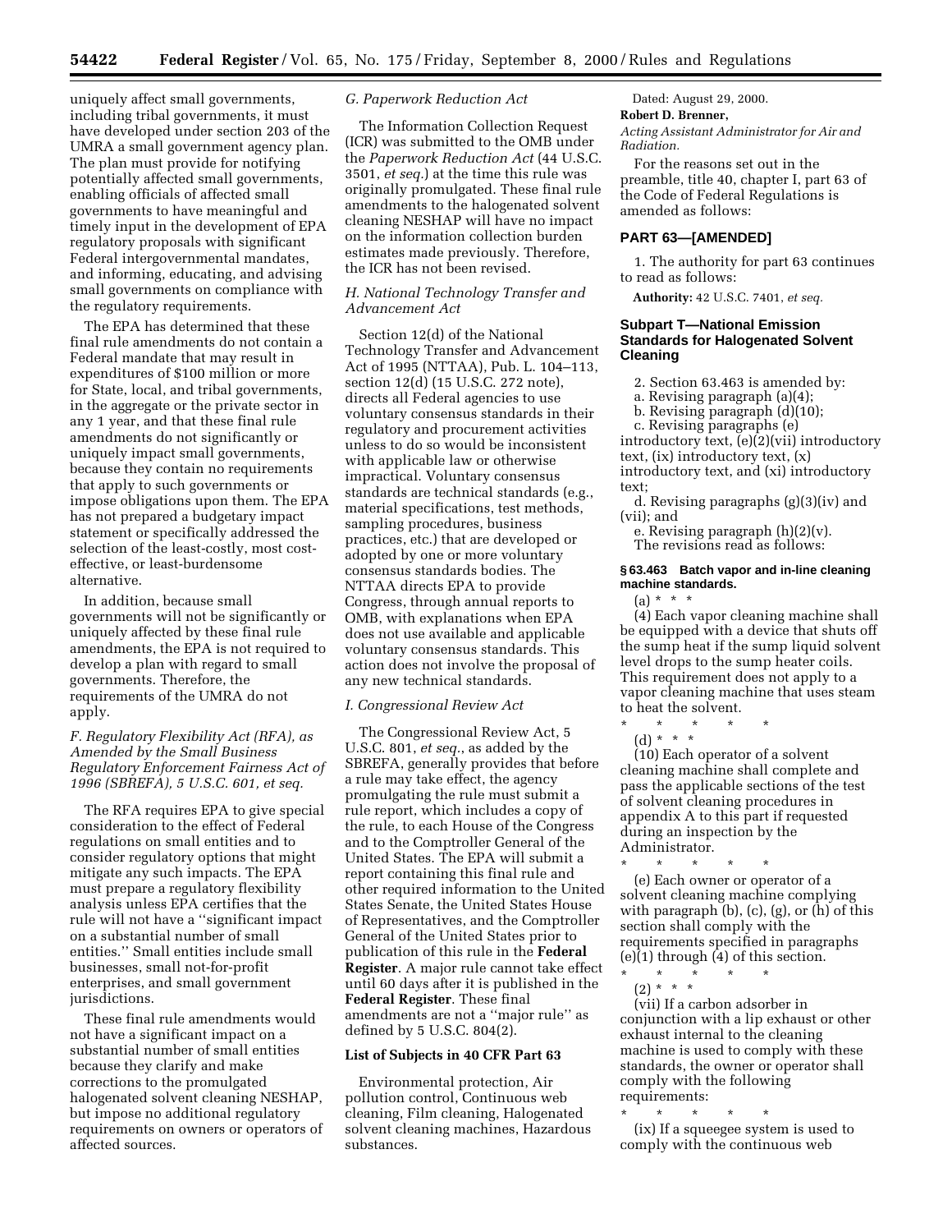uniquely affect small governments, including tribal governments, it must have developed under section 203 of the UMRA a small government agency plan. The plan must provide for notifying potentially affected small governments, enabling officials of affected small governments to have meaningful and timely input in the development of EPA regulatory proposals with significant Federal intergovernmental mandates, and informing, educating, and advising small governments on compliance with the regulatory requirements.

The EPA has determined that these final rule amendments do not contain a Federal mandate that may result in expenditures of $100 million or more for State, local, and tribal governments, in the aggregate or the private sector in any 1 year, and that these final rule amendments do not significantly or uniquely impact small governments, because they contain no requirements that apply to such governments or impose obligations upon them. The EPA has not prepared a budgetary impact statement or specifically addressed the selection of the least-costly, most cost-effective, or least-burdensome alternative.

In addition, because small governments will not be significantly or uniquely affected by these final rule amendments, the EPA is not required to develop a plan with regard to small governments. Therefore, the requirements of the UMRA do not apply.

### *F. Regulatory Flexibility Act (RFA), as Amended by the Small Business Regulatory Enforcement Fairness Act of 1996 (SBREFA), 5 U.S.C. 601, et seq.*

The RFA requires EPA to give special consideration to the effect of Federal regulations on small entities and to consider regulatory options that might mitigate any such impacts. The EPA must prepare a regulatory flexibility analysis unless EPA certifies that the rule will not have a ''significant impact on a substantial number of small entities.'' Small entities include small businesses, small not-for-profit enterprises, and small government jurisdictions.

These final rule amendments would not have a significant impact on a substantial number of small entities because they clarify and make corrections to the promulgated halogenated solvent cleaning NESHAP, but impose no additional regulatory requirements on owners or operators of affected sources.

### *G. Paperwork Reduction Act*

The Information Collection Request (ICR) was submitted to the OMB under the *Paperwork Reduction Act* (44 U.S.C. 3501, *et seq.*) at the time this rule was originally promulgated. These final rule amendments to the halogenated solvent cleaning NESHAP will have no impact on the information collection burden estimates made previously. Therefore, the ICR has not been revised.

### *H. National Technology Transfer and Advancement Act*

Section 12(d) of the National Technology Transfer and Advancement Act of 1995 (NTTAA), Pub. L. 104–113, section 12(d) (15 U.S.C. 272 note), directs all Federal agencies to use voluntary consensus standards in their regulatory and procurement activities unless to do so would be inconsistent with applicable law or otherwise impractical. Voluntary consensus standards are technical standards (e.g., material specifications, test methods, sampling procedures, business practices, etc.) that are developed or adopted by one or more voluntary consensus standards bodies. The NTTAA directs EPA to provide Congress, through annual reports to OMB, with explanations when EPA does not use available and applicable voluntary consensus standards. This action does not involve the proposal of any new technical standards.

### *I. Congressional Review Act*

The Congressional Review Act, 5 U.S.C. 801, *et seq.*, as added by the SBREFA, generally provides that before a rule may take effect, the agency promulgating the rule must submit a rule report, which includes a copy of the rule, to each House of the Congress and to the Comptroller General of the United States. The EPA will submit a report containing this final rule and other required information to the United States Senate, the United States House of Representatives, and the Comptroller General of the United States prior to publication of this rule in the **Federal Register**. A major rule cannot take effect until 60 days after it is published in the **Federal Register**. These final amendments are not a ''major rule'' as defined by 5 U.S.C. 804(2).

### List of Subjects in 40 CFR Part 63

Environmental protection, Air pollution control, Continuous web cleaning, Film cleaning, Halogenated solvent cleaning machines, Hazardous substances.

Dated: August 29, 2000.

**Robert D. Brenner,**

*Acting Assistant Administrator for Air and Radiation.*

For the reasons set out in the preamble, title 40, chapter I, part 63 of the Code of Federal Regulations is amended as follows:

## PART 63—[AMENDED]

1. The authority for part 63 continues to read as follows:

**Authority:** 42 U.S.C. 7401, *et seq.*

## Subpart T—National Emission Standards for Halogenated Solvent Cleaning

2. Section 63.463 is amended by:

a. Revising paragraph (a)(4);

b. Revising paragraph (d)(10);

c. Revising paragraphs (e) introductory text, (e)(2)(vii) introductory text, (ix) introductory text, (x) introductory text, and (xi) introductory text;

d. Revising paragraphs (g)(3)(iv) and (vii); and

e. Revising paragraph (h)(2)(v).

The revisions read as follows:

#### § 63.463 Batch vapor and in-line cleaning machine standards.

(a) * * *

(4) Each vapor cleaning machine shall be equipped with a device that shuts off the sump heat if the sump liquid solvent level drops to the sump heater coils. This requirement does not apply to a vapor cleaning machine that uses steam to heat the solvent.

\* \* \* \* \*

(d) * * *

(10) Each operator of a solvent cleaning machine shall complete and pass the applicable sections of the test of solvent cleaning procedures in appendix A to this part if requested during an inspection by the Administrator.

\* \* \* \* \*

(e) Each owner or operator of a solvent cleaning machine complying with paragraph (b), (c), (g), or (h) of this section shall comply with the requirements specified in paragraphs (e)(1) through (4) of this section.

\* \* \* \* \*

(2) * * *

(vii) If a carbon adsorber in conjunction with a lip exhaust or other exhaust internal to the cleaning machine is used to comply with these standards, the owner or operator shall comply with the following requirements:

\* \* \* \* \*

(ix) If a squeegee system is used to comply with the continuous web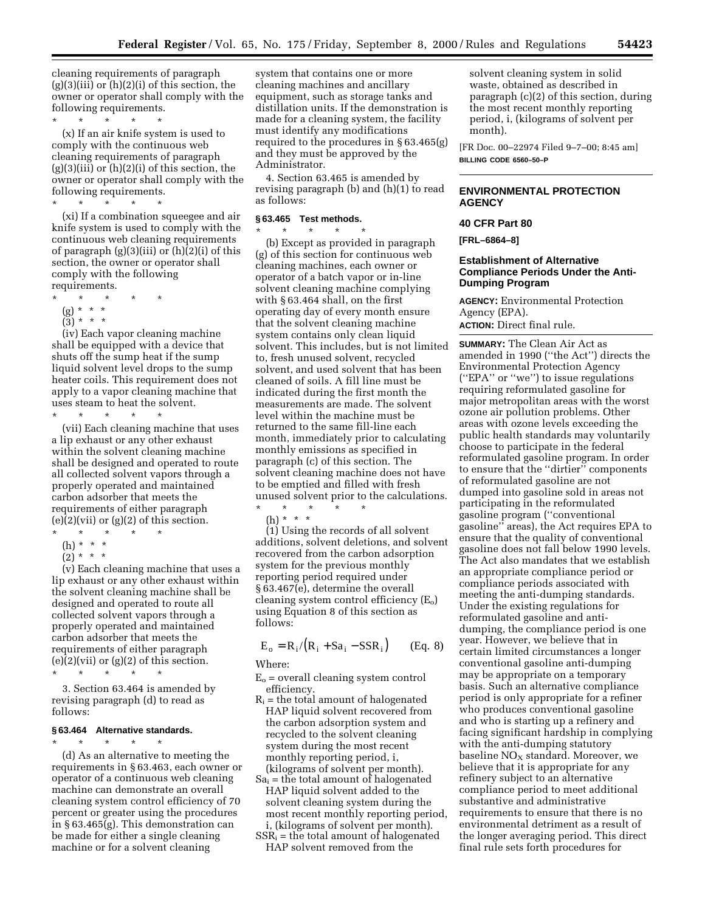cleaning requirements of paragraph (g)(3)(iii) or (h)(2)(i) of this section, the owner or operator shall comply with the following requirements.

\* \* \* \* \*

(x) If an air knife system is used to comply with the continuous web cleaning requirements of paragraph (g)(3)(iii) or (h)(2)(i) of this section, the owner or operator shall comply with the following requirements.

\* \* \* \* \*

(xi) If a combination squeegee and air knife system is used to comply with the continuous web cleaning requirements of paragraph (g)(3)(iii) or (h)(2)(i) of this section, the owner or operator shall comply with the following requirements.

\* \* \* \* \*

(g) \* \* \*

(3) \* \* \*

(iv) Each vapor cleaning machine shall be equipped with a device that shuts off the sump heat if the sump liquid solvent level drops to the sump heater coils. This requirement does not apply to a vapor cleaning machine that uses steam to heat the solvent.

\* \* \* \* \*

(vii) Each cleaning machine that uses a lip exhaust or any other exhaust within the solvent cleaning machine shall be designed and operated to route all collected solvent vapors through a properly operated and maintained carbon adsorber that meets the requirements of either paragraph (e)(2)(vii) or (g)(2) of this section.

\* \* \* \* \*

(h) \* \* \*

(2) \* \* \*

(v) Each cleaning machine that uses a lip exhaust or any other exhaust within the solvent cleaning machine shall be designed and operated to route all collected solvent vapors through a properly operated and maintained carbon adsorber that meets the requirements of either paragraph (e)(2)(vii) or (g)(2) of this section.

\* \* \* \* \*

3. Section 63.464 is amended by revising paragraph (d) to read as follows:

### § 63.464 Alternative standards.

\* \* \* \* \*

(d) As an alternative to meeting the requirements in § 63.463, each owner or operator of a continuous web cleaning machine can demonstrate an overall cleaning system control efficiency of 70 percent or greater using the procedures in § 63.465(g). This demonstration can be made for either a single cleaning machine or for a solvent cleaning system that contains one or more cleaning machines and ancillary equipment, such as storage tanks and distillation units. If the demonstration is made for a cleaning system, the facility must identify any modifications required to the procedures in § 63.465(g) and they must be approved by the Administrator.

4. Section 63.465 is amended by revising paragraph (b) and (h)(1) to read as follows:

### § 63.465 Test methods.

\* \* \* \* \*

(b) Except as provided in paragraph (g) of this section for continuous web cleaning machines, each owner or operator of a batch vapor or in-line solvent cleaning machine complying with § 63.464 shall, on the first operating day of every month ensure that the solvent cleaning machine system contains only clean liquid solvent. This includes, but is not limited to, fresh unused solvent, recycled solvent, and used solvent that has been cleaned of soils. A fill line must be indicated during the first month the measurements are made. The solvent level within the machine must be returned to the same fill-line each month, immediately prior to calculating monthly emissions as specified in paragraph (c) of this section. The solvent cleaning machine does not have to be emptied and filled with fresh unused solvent prior to the calculations.

\* \* \* \* \*

(h) \* \* \*

(1) Using the records of all solvent additions, solvent deletions, and solvent recovered from the carbon adsorption system for the previous monthly reporting period required under § 63.467(e), determine the overall cleaning system control efficiency ($E_o$) using Equation 8 of this section as follows:

$$E_o = R_i / (R_i + Sa_i - SSR_i) \qquad \text{(Eq. 8)}$$

Where:

$E_o$ = overall cleaning system control efficiency.

$R_i$ = the total amount of halogenated HAP liquid solvent recovered from the carbon adsorption system and recycled to the solvent cleaning system during the most recent monthly reporting period, i, (kilograms of solvent per month).

$Sa_i$ = the total amount of halogenated HAP liquid solvent added to the solvent cleaning system during the most recent monthly reporting period, i, (kilograms of solvent per month).

$SSR_i$ = the total amount of halogenated HAP solvent removed from the solvent cleaning system in solid waste, obtained as described in paragraph (c)(2) of this section, during the most recent monthly reporting period, i, (kilograms of solvent per month).

[FR Doc. 00–22974 Filed 9–7–00; 8:45 am]

**BILLING CODE 6560–50–P**

---

## ENVIRONMENTAL PROTECTION AGENCY

### 40 CFR Part 80

**[FRL–6864–8]**

### Establishment of Alternative Compliance Periods Under the Anti-Dumping Program

**AGENCY:** Environmental Protection Agency (EPA).

**ACTION:** Direct final rule.

**SUMMARY:** The Clean Air Act as amended in 1990 (''the Act'') directs the Environmental Protection Agency (''EPA'' or ''we'') to issue regulations requiring reformulated gasoline for major metropolitan areas with the worst ozone air pollution problems. Other areas with ozone levels exceeding the public health standards may voluntarily choose to participate in the federal reformulated gasoline program. In order to ensure that the ''dirtier'' components of reformulated gasoline are not dumped into gasoline sold in areas not participating in the reformulated gasoline program (''conventional gasoline'' areas), the Act requires EPA to ensure that the quality of conventional gasoline does not fall below 1990 levels. The Act also mandates that we establish an appropriate compliance period or compliance periods associated with meeting the anti-dumping standards. Under the existing regulations for reformulated gasoline and anti-dumping, the compliance period is one year. However, we believe that in certain limited circumstances a longer conventional gasoline anti-dumping may be appropriate on a temporary basis. Such an alternative compliance period is only appropriate for a refiner who produces conventional gasoline and who is starting up a refinery and facing significant hardship in complying with the anti-dumping statutory baseline $NO_X$ standard. Moreover, we believe that it is appropriate for any refinery subject to an alternative compliance period to meet additional substantive and administrative requirements to ensure that there is no environmental detriment as a result of the longer averaging period. This direct final rule sets forth procedures for